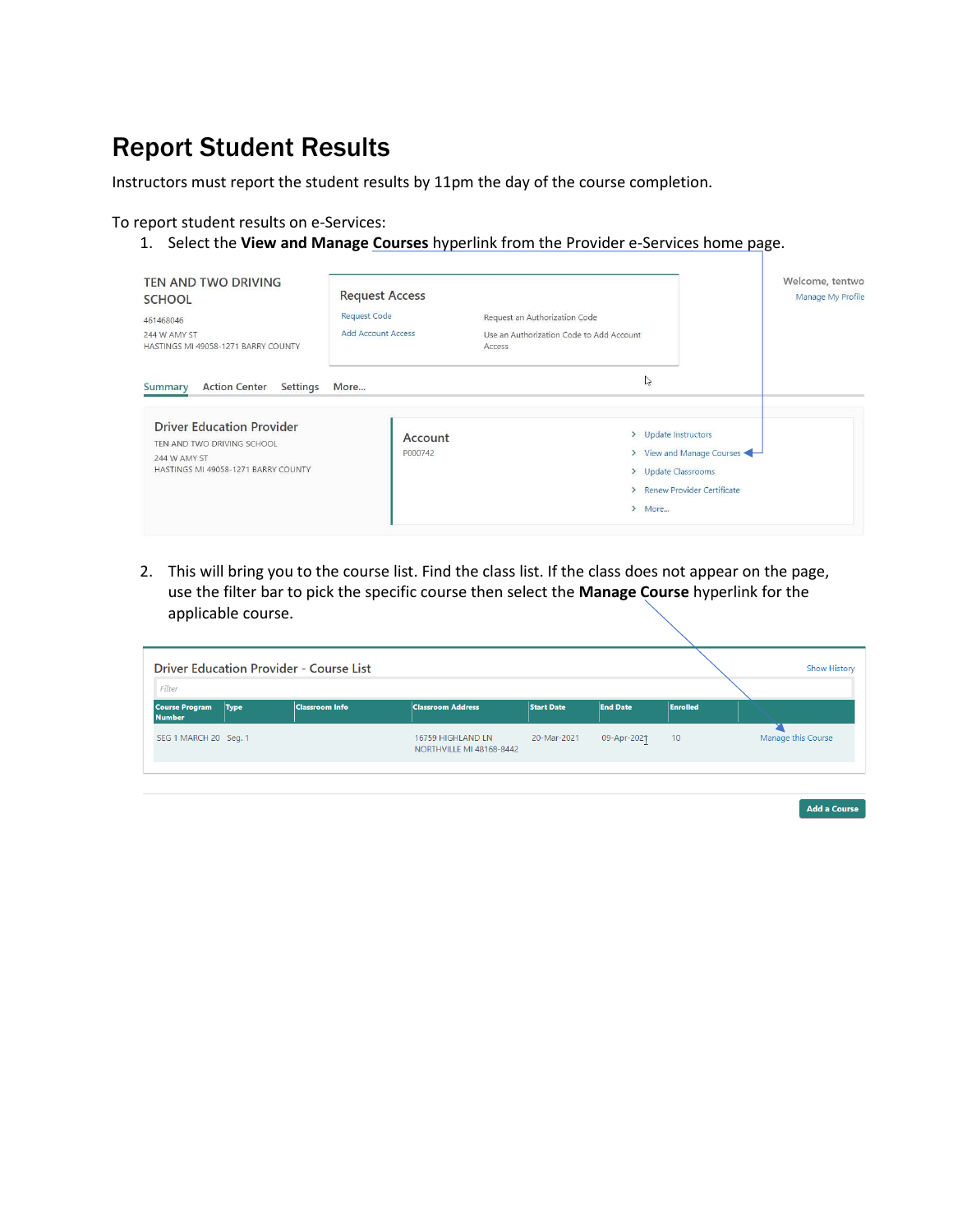# Report Student Results

Instructors must report the student results by 11pm the day of the course completion.

To report student results on e-Services:

1. Select the **View and Manage Courses** hyperlink from the Provider e-Services home page.

TEN AND TWO DRIVING SCHOOL
461468046
244 W AMY ST
HASTINGS MI 49058-1271 BARRY COUNTY

Request Access
Request Code — Request an Authorization Code
Add Account Access — Use an Authorization Code to Add Account Access

Welcome, tentwo
Manage My Profile

Summary   Action Center   Settings   More...

Driver Education Provider
TEN AND TWO DRIVING SCHOOL
244 W AMY ST
HASTINGS MI 49058-1271 BARRY COUNTY

Account
P000742

- Update Instructors
- View and Manage Courses
- Update Classrooms
- Renew Provider Certificate
- More...

2. This will bring you to the course list. Find the class list. If the class does not appear on the page, use the filter bar to pick the specific course then select the **Manage Course** hyperlink for the applicable course.

Driver Education Provider - Course List

Show History

Filter

| Course Program Number | Type | Classroom Info | Classroom Address | Start Date | End Date | Enrolled | |
|---|---|---|---|---|---|---|---|
| SEG 1 MARCH 20 | Seg. 1 | | 16759 HIGHLAND LN NORTHVILLE MI 48168-8442 | 20-Mar-2021 | 09-Apr-2021 | 10 | Manage this Course |

Add a Course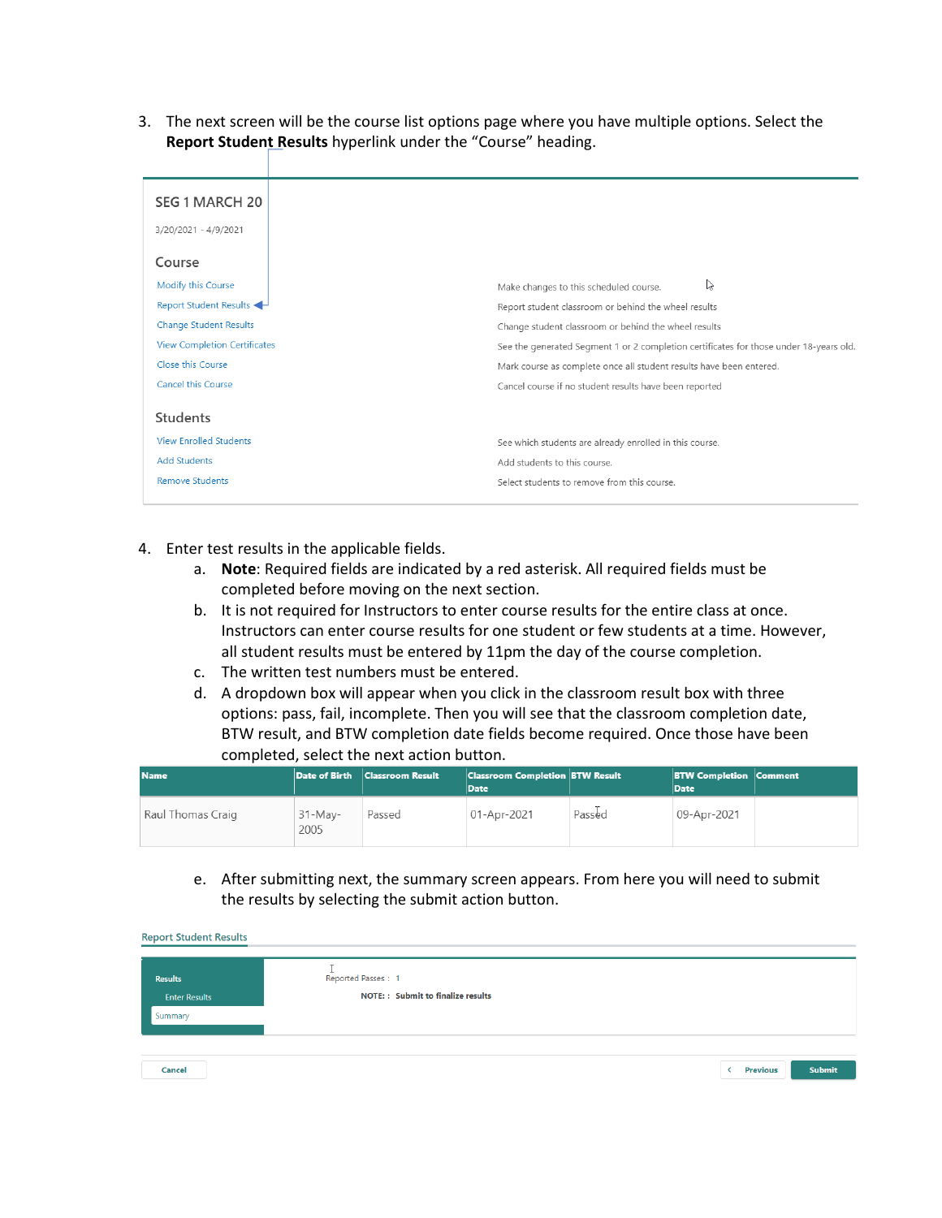3. The next screen will be the course list options page where you have multiple options. Select the **Report Student Results** hyperlink under the “Course” heading.

SEG 1 MARCH 20

3/20/2021 - 4/9/2021

Course

| | |
|---|---|
| Modify this Course | Make changes to this scheduled course. |
| Report Student Results | Report student classroom or behind the wheel results |
| Change Student Results | Change student classroom or behind the wheel results |
| View Completion Certificates | See the generated Segment 1 or 2 completion certificates for those under 18-years old. |
| Close this Course | Mark course as complete once all student results have been entered. |
| Cancel this Course | Cancel course if no student results have been reported |

Students

| | |
|---|---|
| View Enrolled Students | See which students are already enrolled in this course. |
| Add Students | Add students to this course. |
| Remove Students | Select students to remove from this course. |

4. Enter test results in the applicable fields.
   a. **Note**: Required fields are indicated by a red asterisk. All required fields must be completed before moving on the next section.
   b. It is not required for Instructors to enter course results for the entire class at once. Instructors can enter course results for one student or few students at a time. However, all student results must be entered by 11pm the day of the course completion.
   c. The written test numbers must be entered.
   d. A dropdown box will appear when you click in the classroom result box with three options: pass, fail, incomplete. Then you will see that the classroom completion date, BTW result, and BTW completion date fields become required. Once those have been completed, select the next action button.

| Name | Date of Birth | Classroom Result | Classroom Completion Date | BTW Result | BTW Completion Date | Comment |
|---|---|---|---|---|---|---|
| Raul Thomas Craig | 31-May-2005 | Passed | 01-Apr-2021 | Passed | 09-Apr-2021 | |

   e. After submitting next, the summary screen appears. From here you will need to submit the results by selecting the submit action button.

Report Student Results

Results
- Enter Results
- Summary

Reported Passes : 1

NOTE: : Submit to finalize results

Cancel | Previous | Submit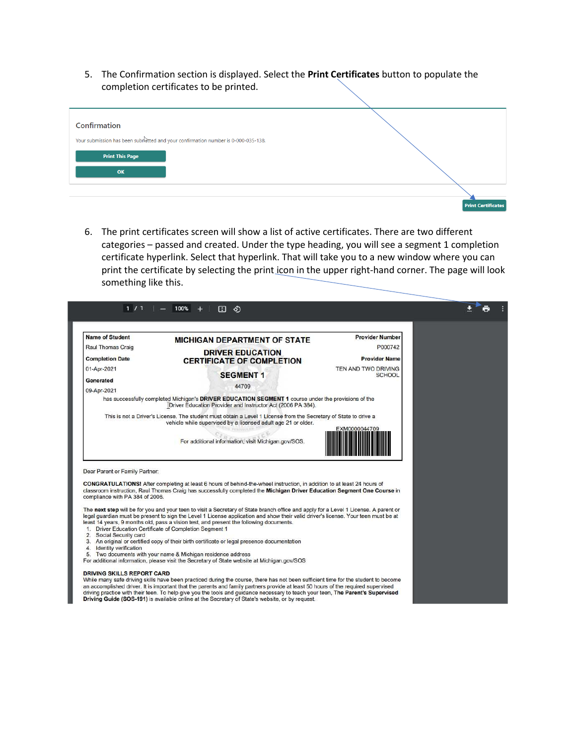5. The Confirmation section is displayed. Select the **Print Certificates** button to populate the completion certificates to be printed.

Confirmation

Your submission has been submitted and your confirmation number is 0-000-035-138.

Print This Page

OK

Print Certificates

6. The print certificates screen will show a list of active certificates. There are two different categories – passed and created. Under the type heading, you will see a segment 1 completion certificate hyperlink. Select that hyperlink. That will take you to a new window where you can print the certificate by selecting the print icon in the upper right-hand corner. The page will look something like this.

1 / 1 | — 100% +

**Name of Student**
Raul Thomas Craig

**Completion Date**
01-Apr-2021

**Generated**
09-Apr-2021

**MICHIGAN DEPARTMENT OF STATE**

**DRIVER EDUCATION**
**CERTIFICATE OF COMPLETION**

**SEGMENT 1**

44709

**Provider Number**
P000742

**Provider Name**
TEN AND TWO DRIVING SCHOOL

has successfully completed Michigan's **DRIVER EDUCATION SEGMENT 1** course under the provisions of the Driver Education Provider and Instructor Act (2006 PA 384).

This is not a Driver's License. The student must obtain a Level 1 License from the Secretary of State to drive a vehicle while supervised by a licensed adult age 21 or older.

For additional information, visit Michigan.gov/SOS.

EXM0000044709

Dear Parent or Family Partner:

**CONGRATULATIONS!** After completing at least 6 hours of behind-the-wheel instruction, in addition to at least 24 hours of classroom instruction, Raul Thomas Craig has successfully completed the **Michigan Driver Education Segment One Course** in compliance with PA 384 of 2006.

The **next step** will be for you and your teen to visit a Secretary of State branch office and apply for a Level 1 License. A parent or legal guardian must be present to sign the Level 1 License application and show their valid driver's license. Your teen must be at least 14 years, 9 months old, pass a vision test, and present the following documents.

1. Driver Education Certificate of Completion Segment 1
2. Social Security card
3. An original or certified copy of their birth certificate or legal presence documentation
4. Identity verification
5. Two documents with your name & Michigan residence address

For additional information, please visit the Secretary of State website at Michigan.gov/SOS

**DRIVING SKILLS REPORT CARD**

While many safe driving skills have been practiced during the course, there has not been sufficient time for the student to become an accomplished driver. It is important that the parents and family partners provide at least 50 hours of the required supervised driving practice with their teen. To help give you the tools and guidance necessary to teach your teen, **The Parent's Supervised Driving Guide (SOS-191)** is available online at the Secretary of State's website, or by request.